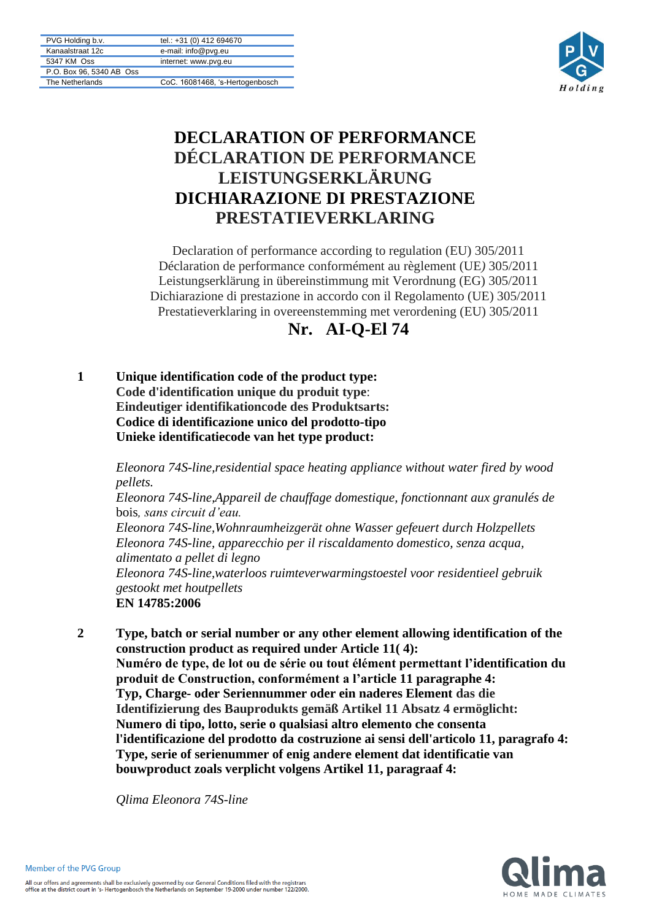| PVG Holding b.v. | tel.: +31 (0) 412 694670 |
|---|---|
| Kanaalstraat 12c | e-mail: info@pvg.eu |
| 5347 KM Oss | internet: www.pvg.eu |
| P.O. Box 96, 5340 AB Oss | |
| The Netherlands | CoC. 16081468, 's-Hertogenbosch |

# DECLARATION OF PERFORMANCE
# DÉCLARATION DE PERFORMANCE
# LEISTUNGSERKLÄRUNG
# DICHIARAZIONE DI PRESTAZIONE
# PRESTATIEVERKLARING

Declaration of performance according to regulation (EU) 305/2011
Déclaration de performance conformément au règlement (UE) 305/2011
Leistungserklärung in übereinstimmung mit Verordnung (EG) 305/2011
Dichiarazione di prestazione in accordo con il Regolamento (UE) 305/2011
Prestatieverklaring in overeenstemming met verordening (EU) 305/2011

## Nr. AI-Q-El 74

**1** **Unique identification code of the product type:**
**Code d'identification unique du produit type**:
**Eindeutiger identifikationcode des Produktsarts:**
**Codice di identificazione unico del prodotto-tipo**
**Unieke identificatiecode van het type product:**

*Eleonora 74S-line,residential space heating appliance without water fired by wood pellets.*
*Eleonora 74S-line,Appareil de chauffage domestique, fonctionnant aux granulés de* bois*, sans circuit d'eau.*
*Eleonora 74S-line,Wohnraumheizgerät ohne Wasser gefeuert durch Holzpellets*
*Eleonora 74S-line, apparecchio per il riscaldamento domestico, senza acqua, alimentato a pellet di legno*
*Eleonora 74S-line,waterloos ruimteverwarmingstoestel voor residentieel gebruik gestookt met houtpellets*
**EN 14785:2006**

**2** **Type, batch or serial number or any other element allowing identification of the construction product as required under Article 11( 4):**
**Numéro de type, de lot ou de série ou tout élément permettant l'identification du produit de Construction, conformément a l'article 11 paragraphe 4:**
**Typ, Charge- oder Seriennummer oder ein naderes Element das die Identifizierung des Bauprodukts gemäß Artikel 11 Absatz 4 ermöglicht:**
**Numero di tipo, lotto, serie o qualsiasi altro elemento che consenta l'identificazione del prodotto da costruzione ai sensi dell'articolo 11, paragrafo 4:**
**Type, serie of serienummer of enig andere element dat identificatie van bouwproduct zoals verplicht volgens Artikel 11, paragraaf 4:**

*Qlima Eleonora 74S-line*

Member of the PVG Group

All our offers and agreements shall be exclusively governed by our General Conditions filed with the registrars office at the district court in 's- Hertogenbosch the Netherlands on September 19-2000 under number 122/2000.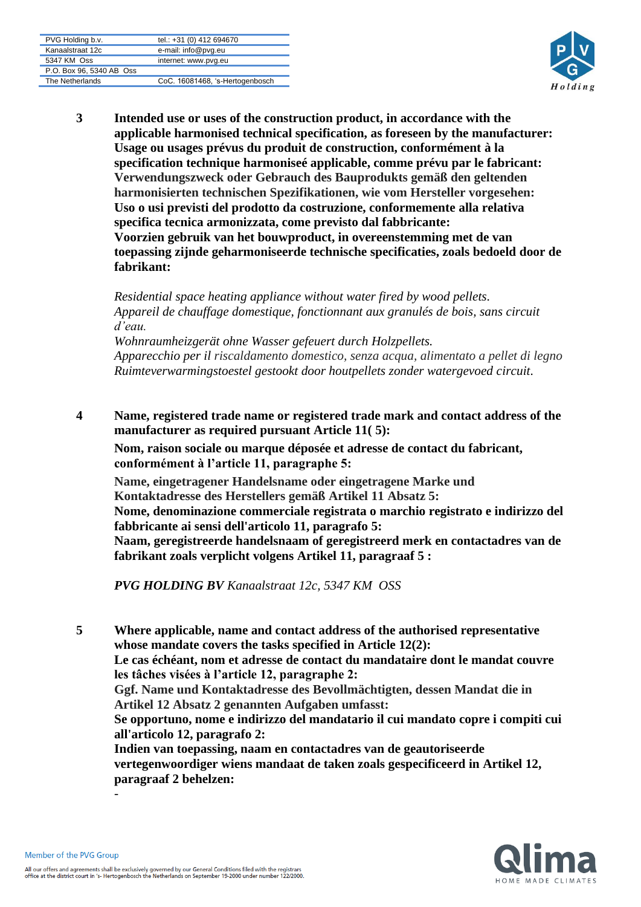**3** **Intended use or uses of the construction product, in accordance with the applicable harmonised technical specification, as foreseen by the manufacturer:**
**Usage ou usages prévus du produit de construction, conformément à la specification technique harmoniseé applicable, comme prévu par le fabricant:**
**Verwendungszweck oder Gebrauch des Bauprodukts gemäß den geltenden harmonisierten technischen Spezifikationen, wie vom Hersteller vorgesehen:**
**Uso o usi previsti del prodotto da costruzione, conformemente alla relativa specifica tecnica armonizzata, come previsto dal fabbricante:**
**Voorzien gebruik van het bouwproduct, in overeenstemming met de van toepassing zijnde geharmoniseerde technische specificaties, zoals bedoeld door de fabrikant:**

*Residential space heating appliance without water fired by wood pellets.*
*Appareil de chauffage domestique, fonctionnant aux granulés de bois, sans circuit d'eau.*
*Wohnraumheizgerät ohne Wasser gefeuert durch Holzpellets.*
*Apparecchio per il riscaldamento domestico, senza acqua, alimentato a pellet di legno*
*Ruimteverwarmingstoestel gestookt door houtpellets zonder watergevoed circuit.*

**4** **Name, registered trade name or registered trade mark and contact address of the manufacturer as required pursuant Article 11( 5):**

**Nom, raison sociale ou marque déposée et adresse de contact du fabricant, conformément à l'article 11, paragraphe 5:**

**Name, eingetragener Handelsname oder eingetragene Marke und Kontaktadresse des Herstellers gemäß Artikel 11 Absatz 5:**
**Nome, denominazione commerciale registrata o marchio registrato e indirizzo del fabbricante ai sensi dell'articolo 11, paragrafo 5:**
**Naam, geregistreerde handelsnaam of geregistreerd merk en contactadres van de fabrikant zoals verplicht volgens Artikel 11, paragraaf 5 :**

***PVG HOLDING BV** Kanaalstraat 12c, 5347 KM OSS*

**5** **Where applicable, name and contact address of the authorised representative whose mandate covers the tasks specified in Article 12(2):**
**Le cas échéant, nom et adresse de contact du mandataire dont le mandat couvre les tâches visées à l'article 12, paragraphe 2:**
**Ggf. Name und Kontaktadresse des Bevollmächtigten, dessen Mandat die in Artikel 12 Absatz 2 genannten Aufgaben umfasst:**
**Se opportuno, nome e indirizzo del mandatario il cui mandato copre i compiti cui all'articolo 12, paragrafo 2:**
**Indien van toepassing, naam en contactadres van de geautoriseerde vertegenwoordiger wiens mandaat de taken zoals gespecificeerd in Artikel 12, paragraaf 2 behelzen:**
-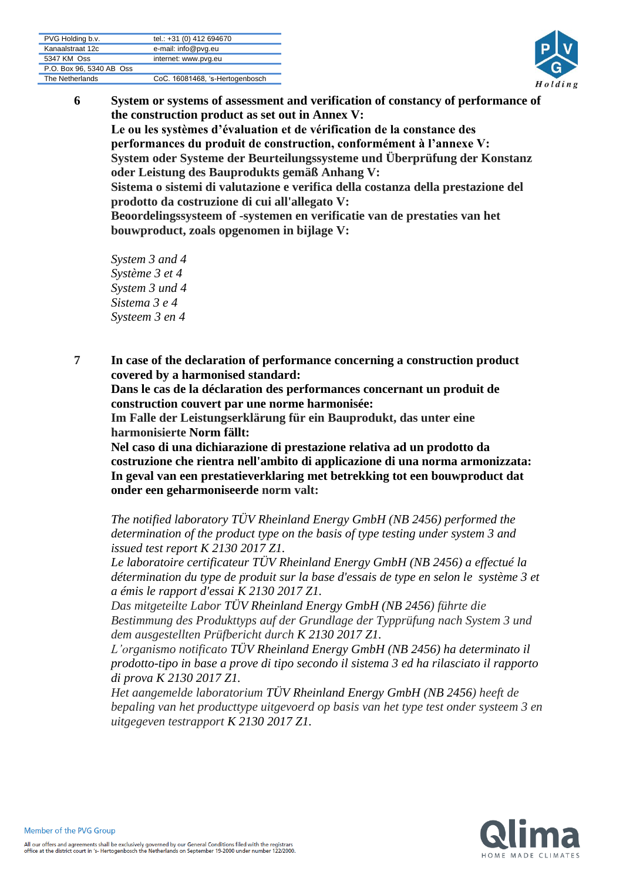**6** **System or systems of assessment and verification of constancy of performance of the construction product as set out in Annex V:**
**Le ou les systèmes d'évaluation et de vérification de la constance des performances du produit de construction, conformément à l'annexe V:**
**System oder Systeme der Beurteilungssysteme und Überprüfung der Konstanz oder Leistung des Bauprodukts gemäß Anhang V:**
**Sistema o sistemi di valutazione e verifica della costanza della prestazione del prodotto da costruzione di cui all'allegato V:**
**Beoordelingssysteem of -systemen en verificatie van de prestaties van het bouwproduct, zoals opgenomen in bijlage V:**

*System 3 and 4*
*Système 3 et 4*
*System 3 und 4*
*Sistema 3 e 4*
*Systeem 3 en 4*

**7** **In case of the declaration of performance concerning a construction product covered by a harmonised standard:**
**Dans le cas de la déclaration des performances concernant un produit de construction couvert par une norme harmonisée:**
**Im Falle der Leistungserklärung für ein Bauprodukt, das unter eine harmonisierte Norm fällt:**
**Nel caso di una dichiarazione di prestazione relativa ad un prodotto da costruzione che rientra nell'ambito di applicazione di una norma armonizzata:**
**In geval van een prestatieverklaring met betrekking tot een bouwproduct dat onder een geharmoniseerde norm valt:**

*The notified laboratory TÜV Rheinland Energy GmbH (NB 2456) performed the determination of the product type on the basis of type testing under system 3 and issued test report K 2130 2017 Z1.*
*Le laboratoire certificateur TÜV Rheinland Energy GmbH (NB 2456) a effectué la détermination du type de produit sur la base d'essais de type en selon le système 3 et a émis le rapport d'essai K 2130 2017 Z1.*
*Das mitgeteilte Labor TÜV Rheinland Energy GmbH (NB 2456) führte die Bestimmung des Produkttyps auf der Grundlage der Typprüfung nach System 3 und dem ausgestellten Prüfbericht durch K 2130 2017 Z1.*
*L'organismo notificato TÜV Rheinland Energy GmbH (NB 2456) ha determinato il prodotto-tipo in base a prove di tipo secondo il sistema 3 ed ha rilasciato il rapporto di prova K 2130 2017 Z1.*
*Het aangemelde laboratorium TÜV Rheinland Energy GmbH (NB 2456) heeft de bepaling van het producttype uitgevoerd op basis van het type test onder systeem 3 en uitgegeven testrapport K 2130 2017 Z1.*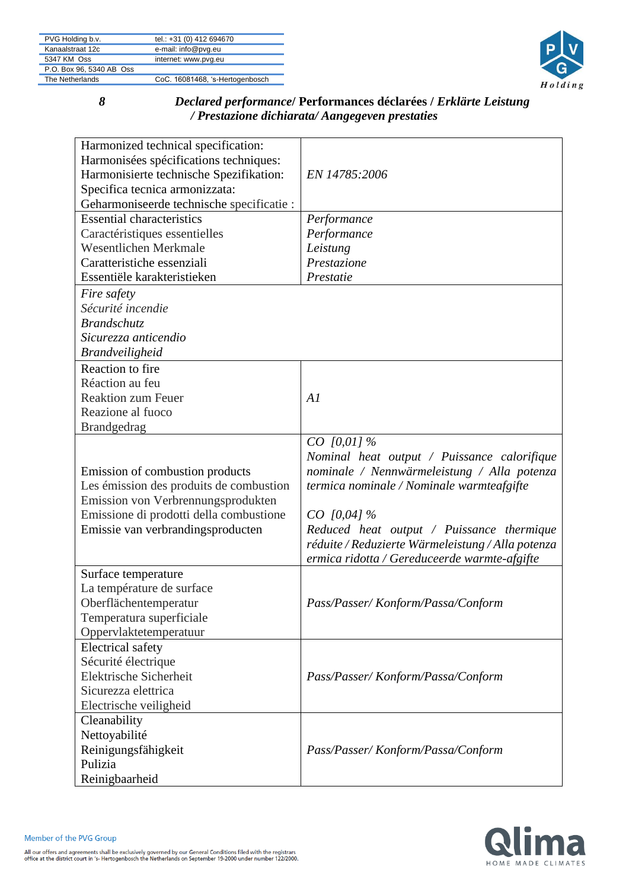| PVG Holding b.v. | tel.: +31 (0) 412 694670 |
|---|---|
| Kanaalstraat 12c | e-mail: info@pvg.eu |
| 5347 KM Oss | internet: www.pvg.eu |
| P.O. Box 96, 5340 AB Oss | |
| The Netherlands | CoC. 16081468, 's-Hertogenbosch |

**8** ***Declared performance*/ Performances déclarées / *Erklärte Leistung / Prestazione dichiarata/ Aangegeven prestaties***

| | |
|---|---|
| Harmonized technical specification:<br>Harmonisées spécifications techniques:<br>Harmonisierte technische Spezifikation:<br>Specifica tecnica armonizzata:<br>Geharmoniseerde technische specificatie : | *EN 14785:2006* |
| Essential characteristics<br>Caractéristiques essentielles<br>Wesentlichen Merkmale<br>Caratteristiche essenziali<br>Essentiële karakteristieken | *Performance<br>Performance<br>Leistung<br>Prestazione<br>Prestatie* |
| *Fire safety<br>Sécurité incendie<br>Brandschutz<br>Sicurezza anticendio<br>Brandveiligheid* | |
| Reaction to fire<br>Réaction au feu<br>Reaktion zum Feuer<br>Reazione al fuoco<br>Brandgedrag | *A1* |
| Emission of combustion products<br>Les émission des produits de combustion<br>Emission von Verbrennungsprodukten<br>Emissione di prodotti della combustione<br>Emissie van verbrandingsproducten | *CO [0,01] %<br>Nominal heat output / Puissance calorifique nominale / Nennwärmeleistung / Alla potenza termica nominale / Nominale warmteafgifte<br><br>CO [0,04] %<br>Reduced heat output / Puissance thermique réduite / Reduzierte Wärmeleistung / Alla potenza ermica ridotta / Gereduceerde warmte-afgifte* |
| Surface temperature<br>La température de surface<br>Oberflächentemperatur<br>Temperatura superficiale<br>Oppervlaktetemperatuur | *Pass/Passer/ Konform/Passa/Conform* |
| Electrical safety<br>Sécurité électrique<br>Elektrische Sicherheit<br>Sicurezza elettrica<br>Electrische veiligheid | *Pass/Passer/ Konform/Passa/Conform* |
| Cleanability<br>Nettoyabilité<br>Reinigungsfähigkeit<br>Pulizia<br>Reinigbaarheid | *Pass/Passer/ Konform/Passa/Conform* |

Member of the PVG Group

All our offers and agreements shall be exclusively governed by our General Conditions filed with the registrars office at the district court in 's- Hertogenbosch the Netherlands on September 19-2000 under number 122/2000.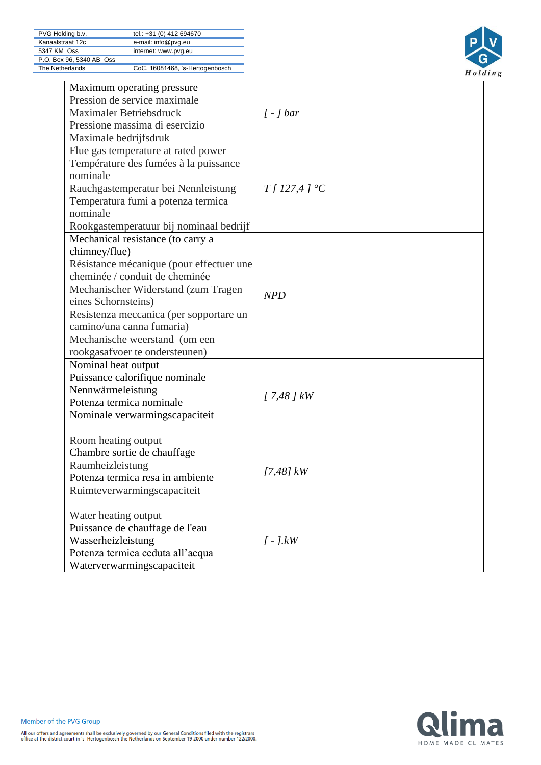| | |
|---|---|
| Maximum operating pressure<br>Pression de service maximale<br>Maximaler Betriebsdruck<br>Pressione massima di esercizio<br>Maximale bedrijfsdruk | *[ - ] bar* |
| Flue gas temperature at rated power<br>Température des fumées à la puissance nominale<br>Rauchgastemperatur bei Nennleistung<br>Temperatura fumi a potenza termica nominale<br>Rookgastemperatuur bij nominaal bedrijf | *T [ 127,4 ] °C* |
| Mechanical resistance (to carry a chimney/flue)<br>Résistance mécanique (pour effectuer une cheminée / conduit de cheminée<br>Mechanischer Widerstand (zum Tragen eines Schornsteins)<br>Resistenza meccanica (per sopportare un camino/una canna fumaria)<br>Mechanische weerstand (om een rookgasafvoer te ondersteunen) | *NPD* |
| Nominal heat output<br>Puissance calorifique nominale<br>Nennwärmeleistung<br>Potenza termica nominale<br>Nominale verwarmingscapaciteit | *[ 7,48 ] kW* |
| Room heating output<br>Chambre sortie de chauffage<br>Raumheizleistung<br>Potenza termica resa in ambiente<br>Ruimteverwarmingscapaciteit | *[7,48] kW* |
| Water heating output<br>Puissance de chauffage de l'eau<br>Wasserheizleistung<br>Potenza termica ceduta all'acqua<br>Waterverwarmingscapaciteit | *[ - ].kW* |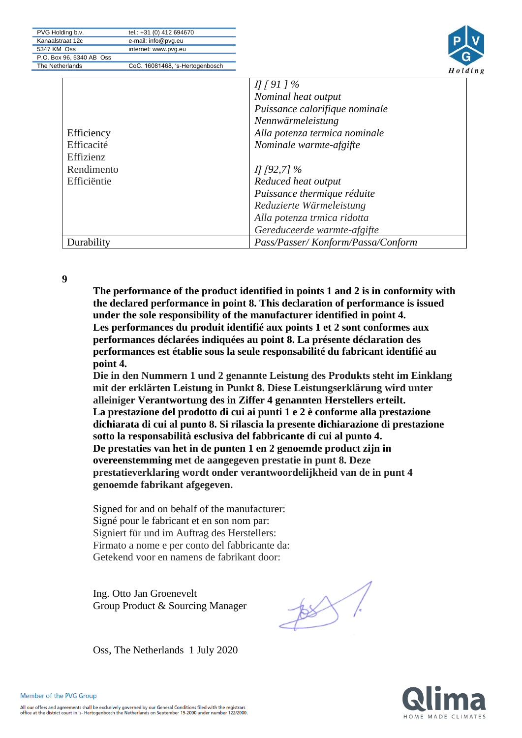| | |
|---|---|
| Efficiency<br>Efficacité<br>Effizienz<br>Rendimento<br>Efficiëntie | *Ŋ [ 91 ] %*<br>*Nominal heat output*<br>*Puissance calorifique nominale*<br>*Nennwärmeleistung*<br>*Alla potenza termica nominale*<br>*Nominale warmte-afgifte*<br><br>*Ŋ [92,7] %*<br>*Reduced heat output*<br>*Puissance thermique réduite*<br>*Reduzierte Wärmeleistung*<br>*Alla potenza trmica ridotta*<br>*Gereduceerde warmte-afgifte* |
| Durability | *Pass/Passer/ Konform/Passa/Conform* |

**9**

**The performance of the product identified in points 1 and 2 is in conformity with the declared performance in point 8. This declaration of performance is issued under the sole responsibility of the manufacturer identified in point 4.**
**Les performances du produit identifié aux points 1 et 2 sont conformes aux performances déclarées indiquées au point 8. La présente déclaration des performances est établie sous la seule responsabilité du fabricant identifié au point 4.**
**Die in den Nummern 1 und 2 genannte Leistung des Produkts steht im Einklang mit der erklärten Leistung in Punkt 8. Diese Leistungserklärung wird unter alleiniger Verantwortung des in Ziffer 4 genannten Herstellers erteilt.**
**La prestazione del prodotto di cui ai punti 1 e 2 è conforme alla prestazione dichiarata di cui al punto 8. Si rilascia la presente dichiarazione di prestazione sotto la responsabilità esclusiva del fabbricante di cui al punto 4.**
**De prestaties van het in de punten 1 en 2 genoemde product zijn in overeenstemming met de aangegeven prestatie in punt 8. Deze prestatieverklaring wordt onder verantwoordelijkheid van de in punt 4 genoemde fabrikant afgegeven.**

Signed for and on behalf of the manufacturer:
Signé pour le fabricant et en son nom par:
Signiert für und im Auftrag des Herstellers:
Firmato a nome e per conto del fabbricante da:
Getekend voor en namens de fabrikant door:

Ing. Otto Jan Groenevelt
Group Product & Sourcing Manager

Oss, The Netherlands 1 July 2020